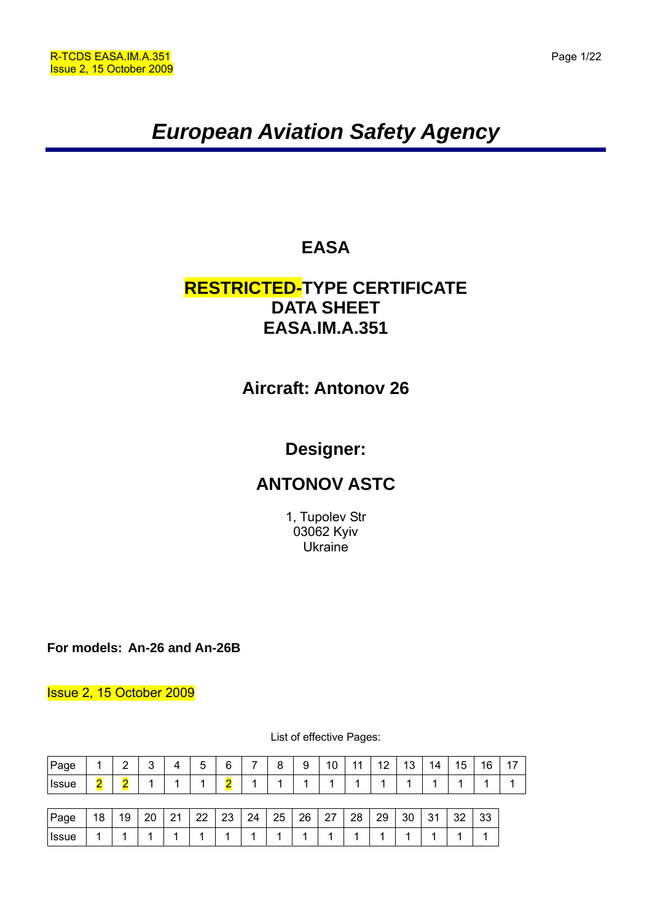# *European Aviation Safety Agency*

## EASA

## RESTRICTED-TYPE CERTIFICATE DATA SHEET EASA.IM.A.351

## Aircraft: Antonov 26

## Designer:

## ANTONOV ASTC

1, Tupolev Str
03062 Kyiv
Ukraine

**For models: An-26 and An-26B**

Issue 2, 15 October 2009

List of effective Pages:

| Page | 1 | 2 | 3 | 4 | 5 | 6 | 7 | 8 | 9 | 10 | 11 | 12 | 13 | 14 | 15 | 16 | 17 |
|---|---|---|---|---|---|---|---|---|---|---|---|---|---|---|---|---|---|
| Issue | 2 | 2 | 1 | 1 | 1 | 2 | 1 | 1 | 1 | 1 | 1 | 1 | 1 | 1 | 1 | 1 | 1 |

| Page | 18 | 19 | 20 | 21 | 22 | 23 | 24 | 25 | 26 | 27 | 28 | 29 | 30 | 31 | 32 | 33 |
|---|---|---|---|---|---|---|---|---|---|---|---|---|---|---|---|---|
| Issue | 1 | 1 | 1 | 1 | 1 | 1 | 1 | 1 | 1 | 1 | 1 | 1 | 1 | 1 | 1 | 1 |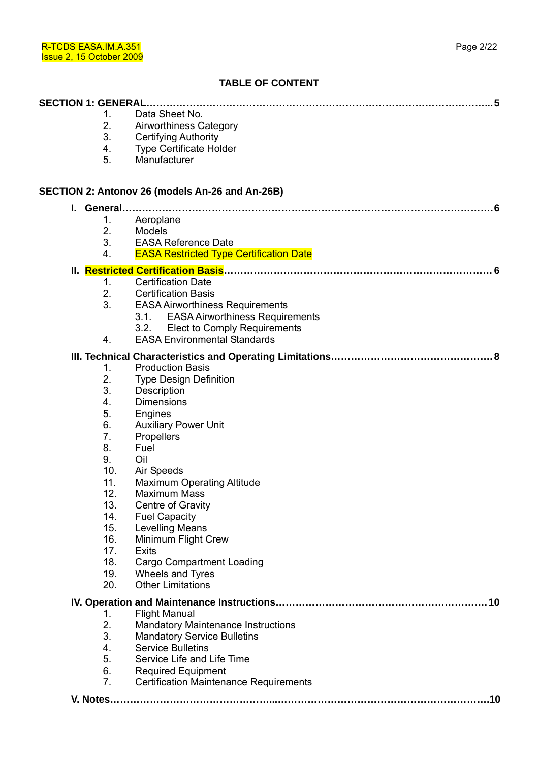## TABLE OF CONTENT

**SECTION 1: GENERAL………………………………………………………………………………………….. 5**

1. Data Sheet No.
2. Airworthiness Category
3. Certifying Authority
4. Type Certificate Holder
5. Manufacturer

**SECTION 2: Antonov 26 (models An-26 and An-26B)**

**I. General…………………………………………………………………………………………………6**

1. Aeroplane
2. Models
3. EASA Reference Date
4. EASA Restricted Type Certification Date

**II. Restricted Certification Basis………………………………………………………………………. 6**

1. Certification Date
2. Certification Basis
3. EASA Airworthiness Requirements
   - 3.1. EASA Airworthiness Requirements
   - 3.2. Elect to Comply Requirements
4. EASA Environmental Standards

**III. Technical Characteristics and Operating Limitations…………………………………………. 8**

1. Production Basis
2. Type Design Definition
3. Description
4. Dimensions
5. Engines
6. Auxiliary Power Unit
7. Propellers
8. Fuel
9. Oil
10. Air Speeds
11. Maximum Operating Altitude
12. Maximum Mass
13. Centre of Gravity
14. Fuel Capacity
15. Levelling Means
16. Minimum Flight Crew
17. Exits
18. Cargo Compartment Loading
19. Wheels and Tyres
20. Other Limitations

**IV. Operation and Maintenance Instructions……………………………………………………… 10**

1. Flight Manual
2. Mandatory Maintenance Instructions
3. Mandatory Service Bulletins
4. Service Bulletins
5. Service Life and Life Time
6. Required Equipment
7. Certification Maintenance Requirements

**V. Notes……………………………………………………………………………………………….10**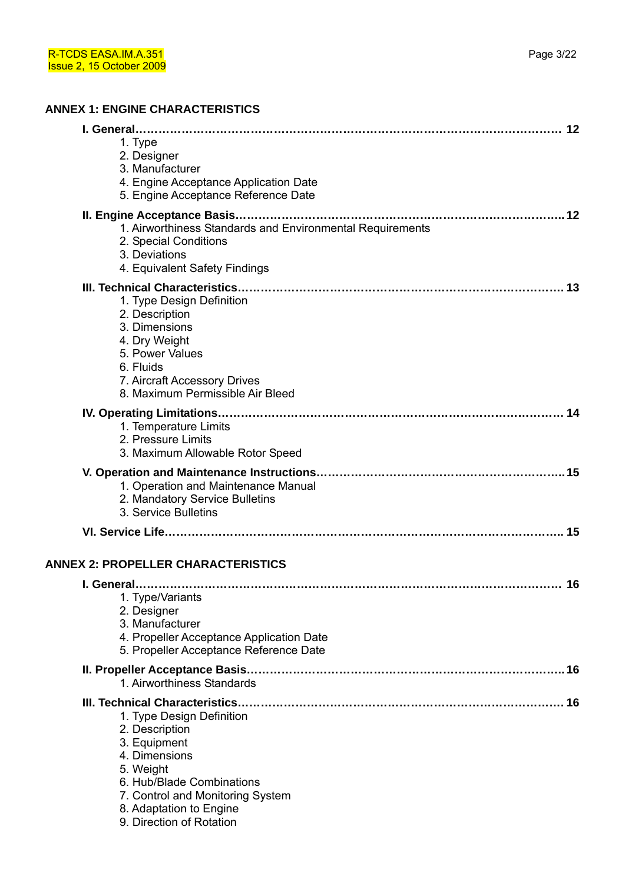## ANNEX 1: ENGINE CHARACTERISTICS

**I. General…………………………………………………………………………………………… 12**

1. Type
2. Designer
3. Manufacturer
4. Engine Acceptance Application Date
5. Engine Acceptance Reference Date

**II. Engine Acceptance Basis………………………………………………………………………… 12**

1. Airworthiness Standards and Environmental Requirements
2. Special Conditions
3. Deviations
4. Equivalent Safety Findings

**III. Technical Characteristics………………………………………………………………………… 13**

1. Type Design Definition
2. Description
3. Dimensions
4. Dry Weight
5. Power Values
6. Fluids
7. Aircraft Accessory Drives
8. Maximum Permissible Air Bleed

**IV. Operating Limitations……………………………………………………………………………… 14**

1. Temperature Limits
2. Pressure Limits
3. Maximum Allowable Rotor Speed

**V. Operation and Maintenance Instructions……………………………………………………… 15**

1. Operation and Maintenance Manual
2. Mandatory Service Bulletins
3. Service Bulletins

**VI. Service Life………………………………………………………………………………………… 15**

## ANNEX 2: PROPELLER CHARACTERISTICS

**I. General…………………………………………………………………………………………… 16**

1. Type/Variants
2. Designer
3. Manufacturer
4. Propeller Acceptance Application Date
5. Propeller Acceptance Reference Date

**II. Propeller Acceptance Basis……………………………………………………………………… 16**

1. Airworthiness Standards

**III. Technical Characteristics………………………………………………………………………… 16**

1. Type Design Definition
2. Description
3. Equipment
4. Dimensions
5. Weight
6. Hub/Blade Combinations
7. Control and Monitoring System
8. Adaptation to Engine
9. Direction of Rotation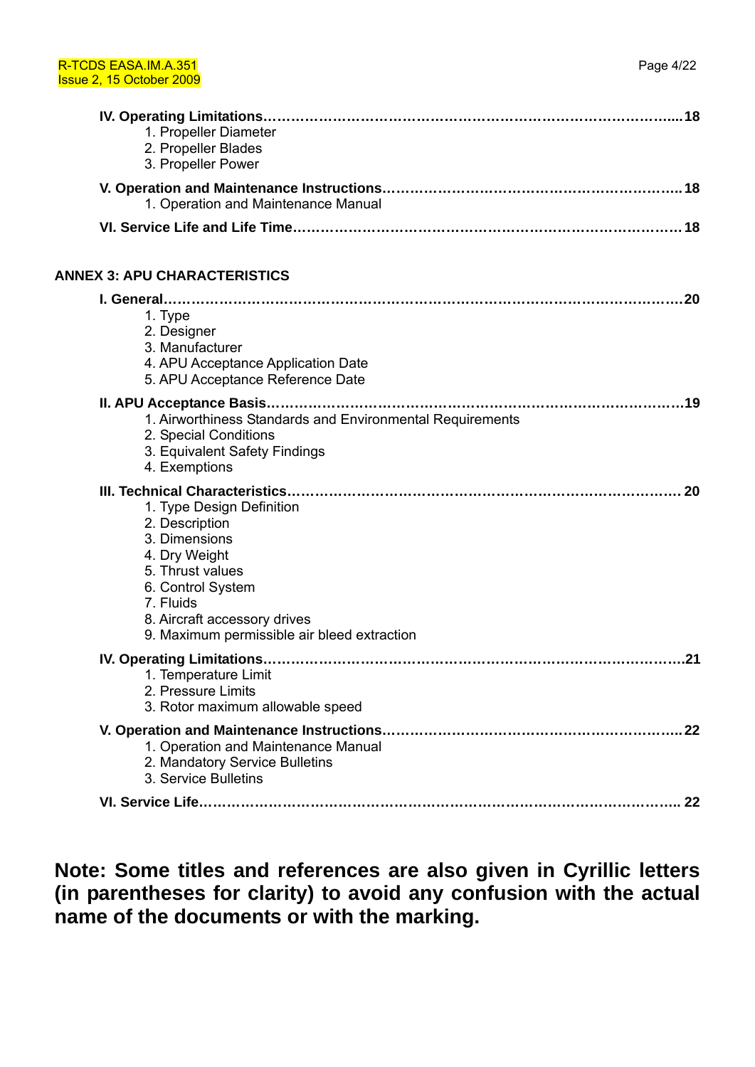**IV. Operating Limitations..................................................................................... 18**

1. Propeller Diameter
2. Propeller Blades
3. Propeller Power

**V. Operation and Maintenance Instructions............................................................ 18**

1. Operation and Maintenance Manual

**VI. Service Life and Life Time.................................................................................. 18**

## ANNEX 3: APU CHARACTERISTICS

**I. General..................................................................................................................20**

1. Type
2. Designer
3. Manufacturer
4. APU Acceptance Application Date
5. APU Acceptance Reference Date

**II. APU Acceptance Basis...........................................................................................19**

1. Airworthiness Standards and Environmental Requirements
2. Special Conditions
3. Equivalent Safety Findings
4. Exemptions

**III. Technical Characteristics.................................................................................... 20**

1. Type Design Definition
2. Description
3. Dimensions
4. Dry Weight
5. Thrust values
6. Control System
7. Fluids
8. Aircraft accessory drives
9. Maximum permissible air bleed extraction

**IV. Operating Limitations...........................................................................................21**

1. Temperature Limit
2. Pressure Limits
3. Rotor maximum allowable speed

**V. Operation and Maintenance Instructions............................................................. 22**

1. Operation and Maintenance Manual
2. Mandatory Service Bulletins
3. Service Bulletins

**VI. Service Life............................................................................................................ 22**

**Note: Some titles and references are also given in Cyrillic letters (in parentheses for clarity) to avoid any confusion with the actual name of the documents or with the marking.**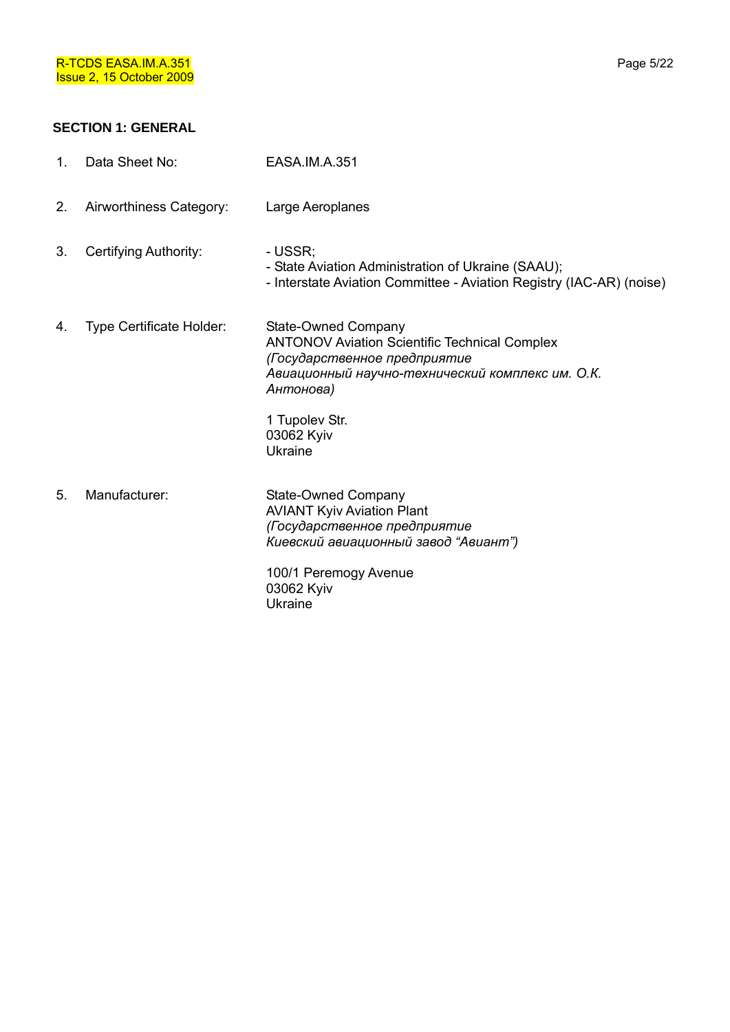## SECTION 1: GENERAL

1. Data Sheet No: EASA.IM.A.351

2. Airworthiness Category: Large Aeroplanes

3. Certifying Authority:
   - USSR;
   - State Aviation Administration of Ukraine (SAAU);
   - Interstate Aviation Committee - Aviation Registry (IAC-AR) (noise)

4. Type Certificate Holder:

   State-Owned Company
   ANTONOV Aviation Scientific Technical Complex
   *(Государственное предприятие*
   *Авиационный научно-технический комплекс им. О.К. Антонова)*

   1 Tupolev Str.
   03062 Kyiv
   Ukraine

5. Manufacturer:

   State-Owned Company
   AVIANT Kyiv Aviation Plant
   *(Государственное предприятие*
   *Киевский авиационный завод "Авиант")*

   100/1 Peremogy Avenue
   03062 Kyiv
   Ukraine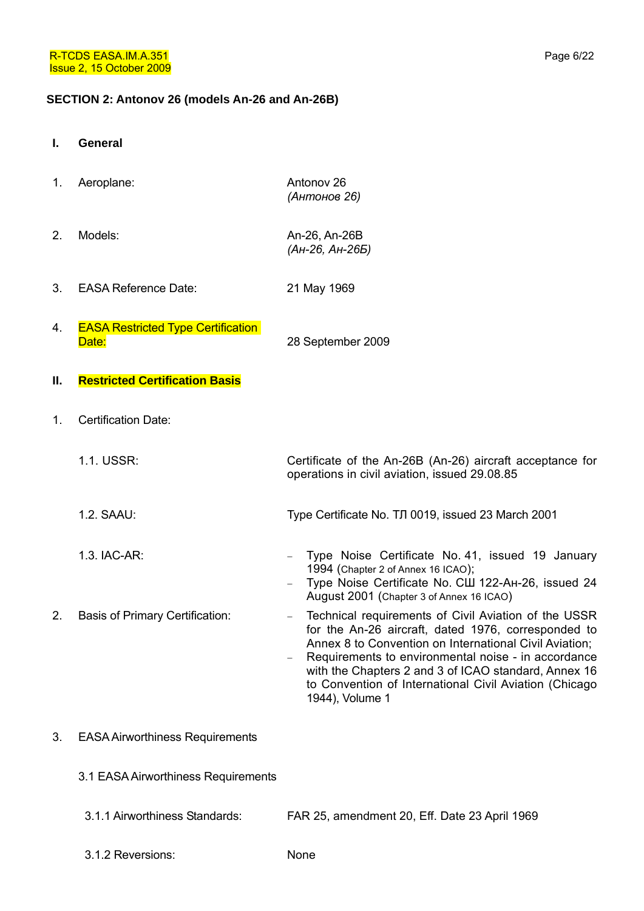## SECTION 2: Antonov 26 (models An-26 and An-26B)

### I. General

| | | |
|---|---|---|
| 1. | Aeroplane: | Antonov 26 *(Антонов 26)* |
| 2. | Models: | An-26, An-26B *(Ан-26, Ан-26Б)* |
| 3. | EASA Reference Date: | 21 May 1969 |
| 4. | EASA Restricted Type Certification Date: | 28 September 2009 |

### II. Restricted Certification Basis

1. Certification Date:

| | |
|---|---|
| 1.1. USSR: | Certificate of the An-26B (An-26) aircraft acceptance for operations in civil aviation, issued 29.08.85 |
| 1.2. SAAU: | Type Certificate No. ТЛ 0019, issued 23 March 2001 |
| 1.3. IAC-AR: | – Type Noise Certificate No. 41, issued 19 January 1994 (Chapter 2 of Annex 16 ICAO);<br>– Type Noise Certificate No. СШ 122-Ан-26, issued 24 August 2001 (Chapter 3 of Annex 16 ICAO) |

2. Basis of Primary Certification:
   - Technical requirements of Civil Aviation of the USSR for the An-26 aircraft, dated 1976, corresponded to Annex 8 to Convention on International Civil Aviation;
   - Requirements to environmental noise - in accordance with the Chapters 2 and 3 of ICAO standard, Annex 16 to Convention of International Civil Aviation (Chicago 1944), Volume 1

3. EASA Airworthiness Requirements

   3.1 EASA Airworthiness Requirements

| | |
|---|---|
| 3.1.1 Airworthiness Standards: | FAR 25, amendment 20, Eff. Date 23 April 1969 |
| 3.1.2 Reversions: | None |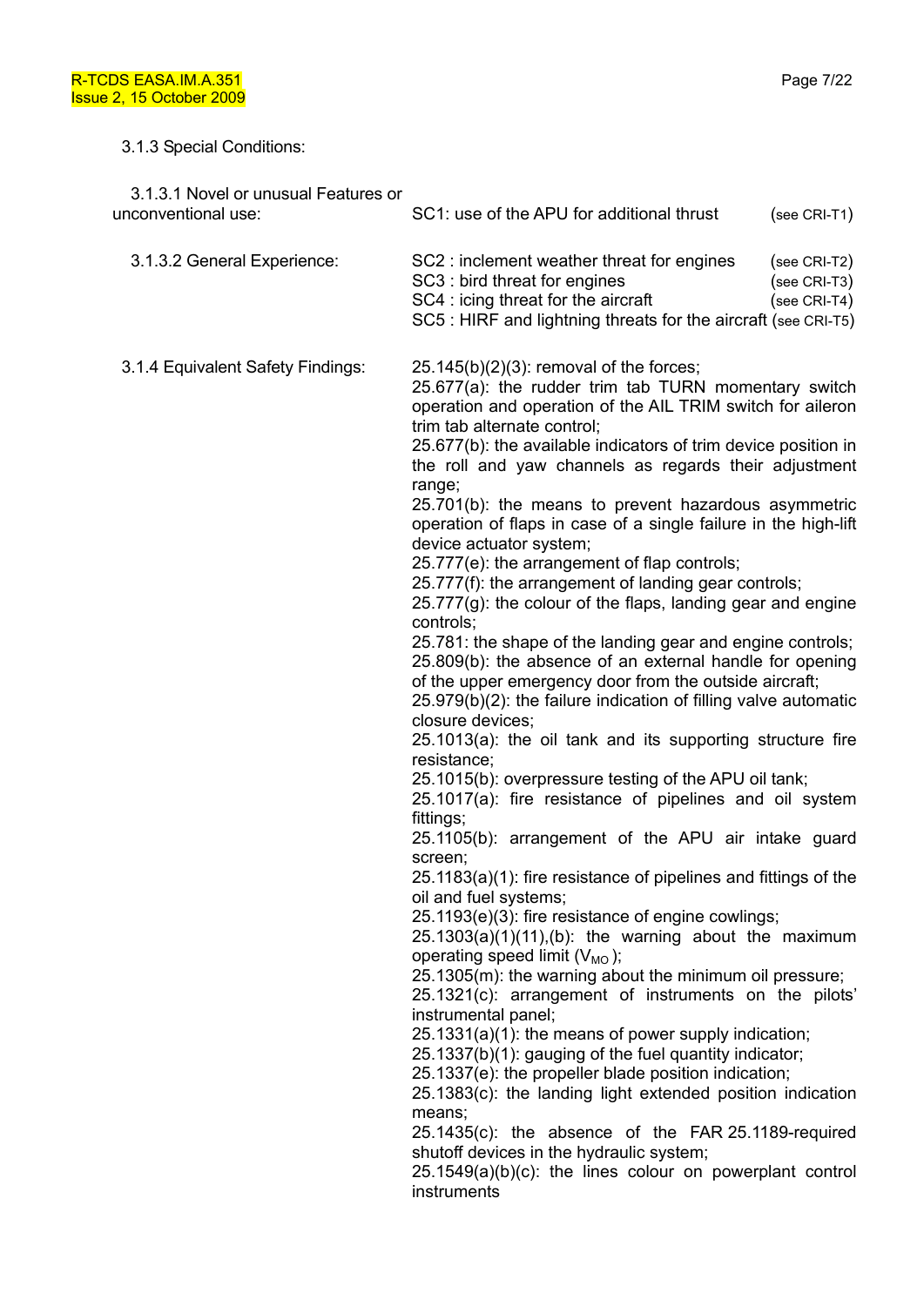3.1.3 Special Conditions:

| | | |
|---|---|---|
| 3.1.3.1 Novel or unusual Features or unconventional use: | SC1: use of the APU for additional thrust | (see CRI-T1) |
| 3.1.3.2 General Experience: | SC2 : inclement weather threat for engines | (see CRI-T2) |
| | SC3 : bird threat for engines | (see CRI-T3) |
| | SC4 : icing threat for the aircraft | (see CRI-T4) |
| | SC5 : HIRF and lightning threats for the aircraft | (see CRI-T5) |

3.1.4 Equivalent Safety Findings:

25.145(b)(2)(3): removal of the forces;
25.677(a): the rudder trim tab TURN momentary switch operation and operation of the AIL TRIM switch for aileron trim tab alternate control;
25.677(b): the available indicators of trim device position in the roll and yaw channels as regards their adjustment range;
25.701(b): the means to prevent hazardous asymmetric operation of flaps in case of a single failure in the high-lift device actuator system;
25.777(e): the arrangement of flap controls;
25.777(f): the arrangement of landing gear controls;
25.777(g): the colour of the flaps, landing gear and engine controls;
25.781: the shape of the landing gear and engine controls;
25.809(b): the absence of an external handle for opening of the upper emergency door from the outside aircraft;
25.979(b)(2): the failure indication of filling valve automatic closure devices;
25.1013(a): the oil tank and its supporting structure fire resistance;
25.1015(b): overpressure testing of the APU oil tank;
25.1017(a): fire resistance of pipelines and oil system fittings;
25.1105(b): arrangement of the APU air intake guard screen;
25.1183(a)(1): fire resistance of pipelines and fittings of the oil and fuel systems;
25.1193(e)(3): fire resistance of engine cowlings;
25.1303(a)(1)(11),(b): the warning about the maximum operating speed limit ($V_{MO}$);
25.1305(m): the warning about the minimum oil pressure;
25.1321(c): arrangement of instruments on the pilots' instrumental panel;
25.1331(a)(1): the means of power supply indication;
25.1337(b)(1): gauging of the fuel quantity indicator;
25.1337(e): the propeller blade position indication;
25.1383(c): the landing light extended position indication means;
25.1435(c): the absence of the FAR 25.1189-required shutoff devices in the hydraulic system;
25.1549(a)(b)(c): the lines colour on powerplant control instruments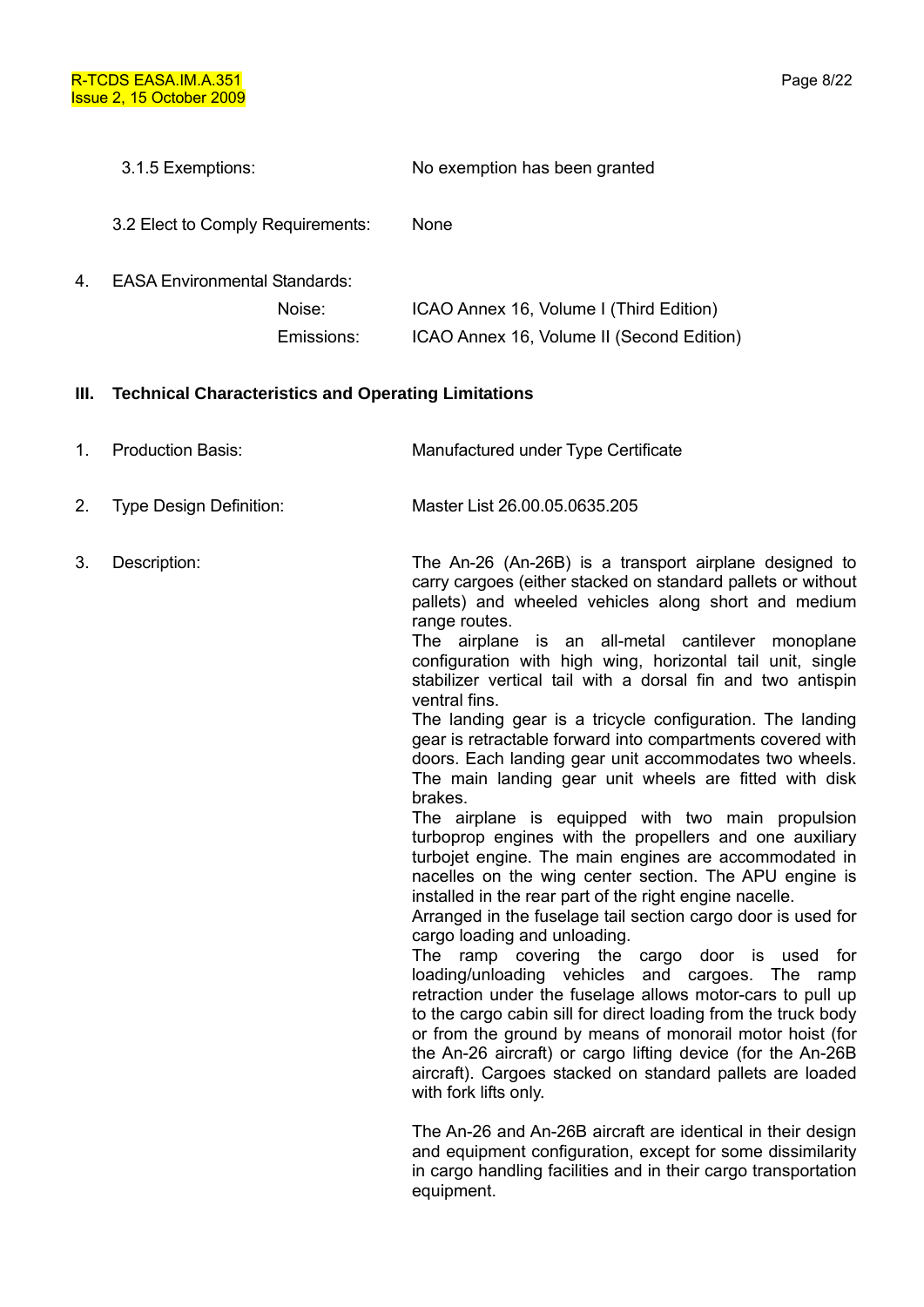3.1.5 Exemptions: No exemption has been granted

3.2 Elect to Comply Requirements: None

4. EASA Environmental Standards:

   Noise: ICAO Annex 16, Volume I (Third Edition)

   Emissions: ICAO Annex 16, Volume II (Second Edition)

## III. Technical Characteristics and Operating Limitations

1. Production Basis: Manufactured under Type Certificate

2. Type Design Definition: Master List 26.00.05.0635.205

3. Description: The An-26 (An-26B) is a transport airplane designed to carry cargoes (either stacked on standard pallets or without pallets) and wheeled vehicles along short and medium range routes.
   The airplane is an all-metal cantilever monoplane configuration with high wing, horizontal tail unit, single stabilizer vertical tail with a dorsal fin and two antispin ventral fins.
   The landing gear is a tricycle configuration. The landing gear is retractable forward into compartments covered with doors. Each landing gear unit accommodates two wheels. The main landing gear unit wheels are fitted with disk brakes.
   The airplane is equipped with two main propulsion turboprop engines with the propellers and one auxiliary turbojet engine. The main engines are accommodated in nacelles on the wing center section. The APU engine is installed in the rear part of the right engine nacelle.
   Arranged in the fuselage tail section cargo door is used for cargo loading and unloading.
   The ramp covering the cargo door is used for loading/unloading vehicles and cargoes. The ramp retraction under the fuselage allows motor-cars to pull up to the cargo cabin sill for direct loading from the truck body or from the ground by means of monorail motor hoist (for the An-26 aircraft) or cargo lifting device (for the An-26B aircraft). Cargoes stacked on standard pallets are loaded with fork lifts only.

   The An-26 and An-26B aircraft are identical in their design and equipment configuration, except for some dissimilarity in cargo handling facilities and in their cargo transportation equipment.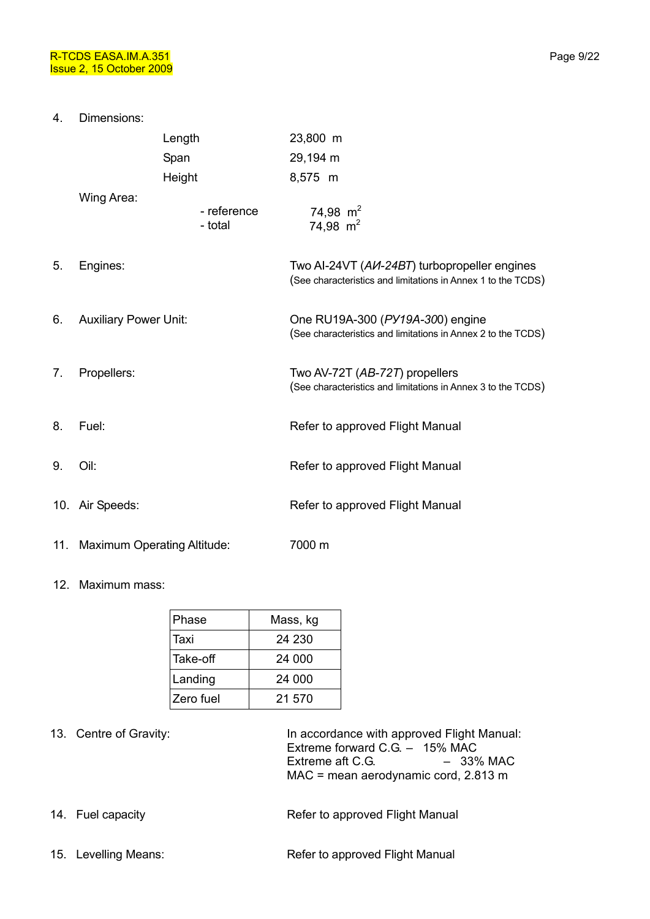4. Dimensions:

| | |
|---|---|
| Length | 23,800 m |
| Span | 29,194 m |
| Height | 8,575 m |

Wing Area:

| | |
|---|---|
| - reference | 74,98 $m^2$ |
| - total | 74,98 $m^2$ |

5. Engines: Two AI-24VT (*АИ-24ВТ*) turbopropeller engines
(See characteristics and limitations in Annex 1 to the TCDS)

6. Auxiliary Power Unit: One RU19A-300 (*РУ19А-30*0) engine
(See characteristics and limitations in Annex 2 to the TCDS)

7. Propellers: Two AV-72T (*АВ-72Т*) propellers
(See characteristics and limitations in Annex 3 to the TCDS)

8. Fuel: Refer to approved Flight Manual

9. Oil: Refer to approved Flight Manual

10. Air Speeds: Refer to approved Flight Manual

11. Maximum Operating Altitude: 7000 m

12. Maximum mass:

| Phase | Mass, kg |
|---|---|
| Taxi | 24 230 |
| Take-off | 24 000 |
| Landing | 24 000 |
| Zero fuel | 21 570 |

13. Centre of Gravity: In accordance with approved Flight Manual:
Extreme forward C.G. – 15% MAC
Extreme aft C.G. – 33% MAC
MAC = mean aerodynamic cord, 2.813 m

14. Fuel capacity Refer to approved Flight Manual

15. Levelling Means: Refer to approved Flight Manual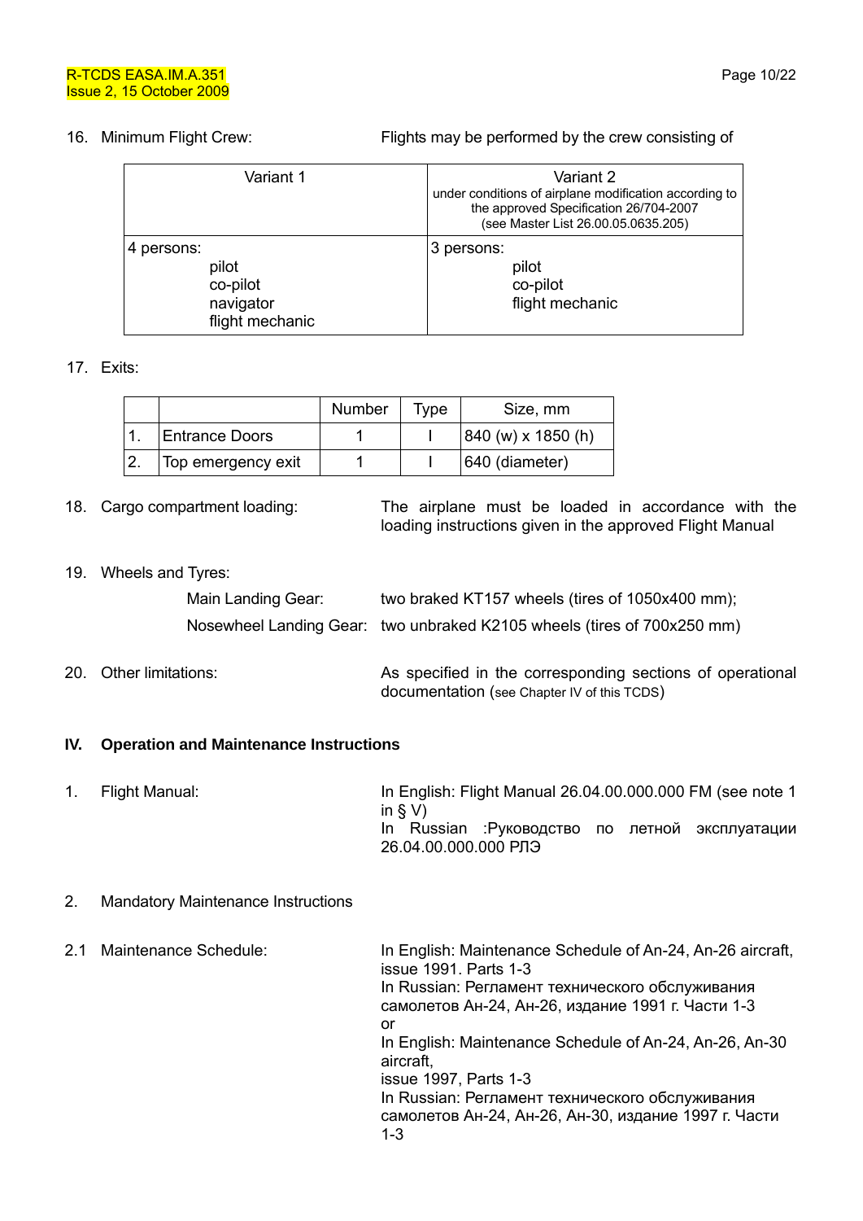16. Minimum Flight Crew: Flights may be performed by the crew consisting of

| Variant 1 | Variant 2<br>under conditions of airplane modification according to the approved Specification 26/704-2007<br>(see Master List 26.00.05.0635.205) |
|---|---|
| 4 persons:<br>pilot<br>co-pilot<br>navigator<br>flight mechanic | 3 persons:<br>pilot<br>co-pilot<br>flight mechanic |

17. Exits:

| | | Number | Type | Size, mm |
|---|---|---|---|---|
| 1. | Entrance Doors | 1 | I | 840 (w) x 1850 (h) |
| 2. | Top emergency exit | 1 | I | 640 (diameter) |

18. Cargo compartment loading: The airplane must be loaded in accordance with the loading instructions given in the approved Flight Manual

19. Wheels and Tyres:

Main Landing Gear: two braked KT157 wheels (tires of 1050x400 mm);

Nosewheel Landing Gear: two unbraked K2105 wheels (tires of 700x250 mm)

20. Other limitations: As specified in the corresponding sections of operational documentation (see Chapter IV of this TCDS)

## IV. Operation and Maintenance Instructions

1. Flight Manual: In English: Flight Manual 26.04.00.000.000 FM (see note 1 in § V)
In Russian :Руководство по летной эксплуатации 26.04.00.000.000 РЛЭ

2. Mandatory Maintenance Instructions

2.1 Maintenance Schedule: In English: Maintenance Schedule of An-24, An-26 aircraft, issue 1991. Parts 1-3
In Russian: Регламент технического обслуживания самолетов Ан-24, Ан-26, издание 1991 г. Части 1-3
or
In English: Maintenance Schedule of An-24, An-26, An-30 aircraft,
issue 1997, Parts 1-3
In Russian: Регламент технического обслуживания самолетов Ан-24, Ан-26, Ан-30, издание 1997 г. Части 1-3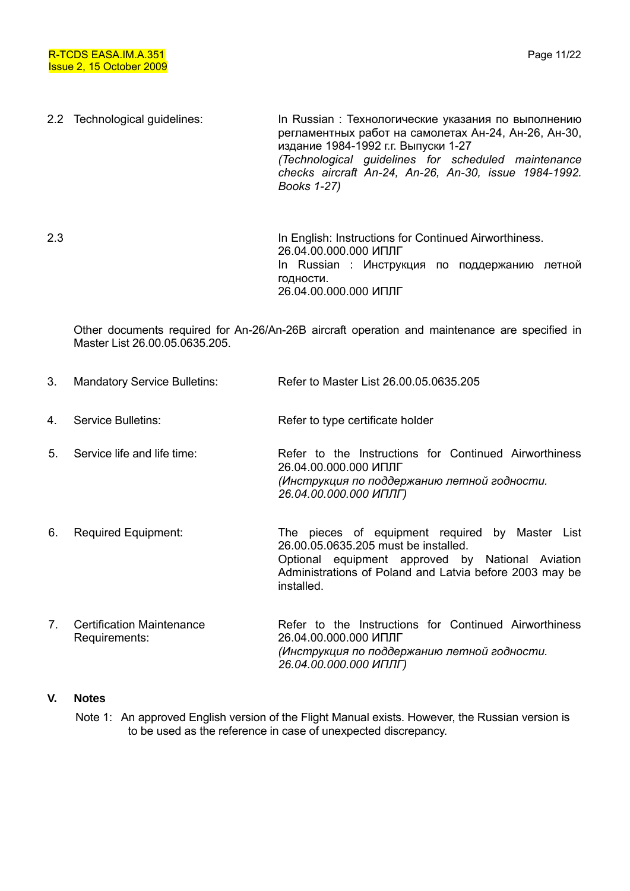2.2 Technological guidelines:

In Russian : Технологические указания по выполнению регламентных работ на самолетах Ан-24, Ан-26, Ан-30, издание 1984-1992 г.г. Выпуски 1-27
*(Technological guidelines for scheduled maintenance checks aircraft An-24, An-26, An-30, issue 1984-1992. Books 1-27)*

2.3

In English: Instructions for Continued Airworthiness. 26.04.00.000.000 ИПЛГ
In Russian : Инструкция по поддержанию летной годности.
26.04.00.000.000 ИПЛГ

Other documents required for An-26/An-26B aircraft operation and maintenance are specified in Master List 26.00.05.0635.205.

3. Mandatory Service Bulletins: Refer to Master List 26.00.05.0635.205

4. Service Bulletins: Refer to type certificate holder

5. Service life and life time: Refer to the Instructions for Continued Airworthiness 26.04.00.000.000 ИПЛГ
*(Инструкция по поддержанию летной годности. 26.04.00.000.000 ИПЛГ)*

6. Required Equipment: The pieces of equipment required by Master List 26.00.05.0635.205 must be installed.
Optional equipment approved by National Aviation Administrations of Poland and Latvia before 2003 may be installed.

7. Certification Maintenance Requirements: Refer to the Instructions for Continued Airworthiness 26.04.00.000.000 ИПЛГ
*(Инструкция по поддержанию летной годности. 26.04.00.000.000 ИПЛГ)*

## V. Notes

Note 1: An approved English version of the Flight Manual exists. However, the Russian version is to be used as the reference in case of unexpected discrepancy.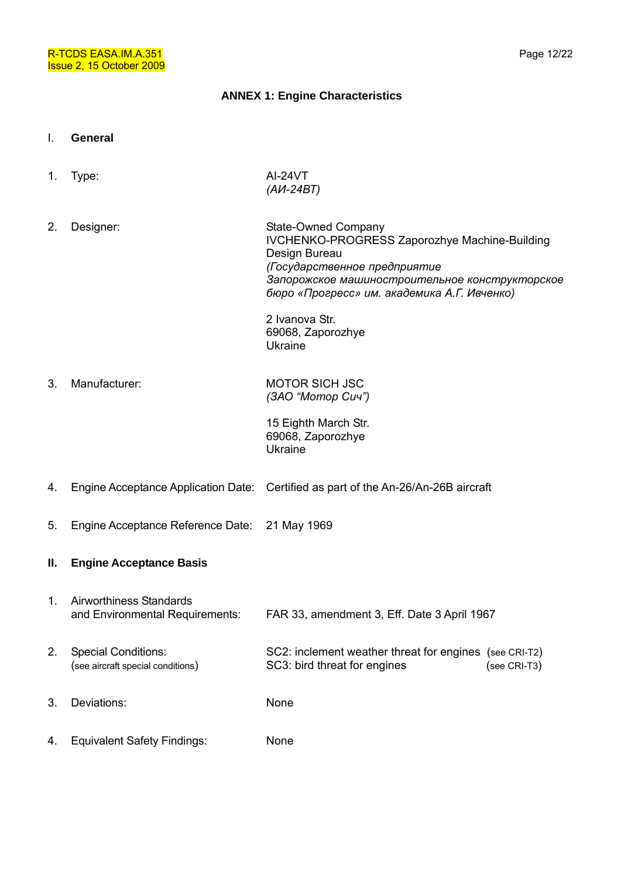## ANNEX 1: Engine Characteristics

### I. General

1. Type: AI-24VT
   *(АИ-24ВТ)*

2. Designer: State-Owned Company
   IVCHENKO-PROGRESS Zaporozhye Machine-Building Design Bureau
   *(Государственное предприятие Запорожское машиностроительное конструкторское бюро «Прогресс» им. академика А.Г. Ивченко)*

   2 Ivanova Str.
   69068, Zaporozhye
   Ukraine

3. Manufacturer: MOTOR SICH JSC
   *(ЗАО "Мотор Сич")*

   15 Eighth March Str.
   69068, Zaporozhye
   Ukraine

4. Engine Acceptance Application Date: Certified as part of the An-26/An-26B aircraft

5. Engine Acceptance Reference Date: 21 May 1969

### II. Engine Acceptance Basis

1. Airworthiness Standards and Environmental Requirements: FAR 33, amendment 3, Eff. Date 3 April 1967

2. Special Conditions: (see aircraft special conditions)
   SC2: inclement weather threat for engines (see CRI-T2)
   SC3: bird threat for engines (see CRI-T3)

3. Deviations: None

4. Equivalent Safety Findings: None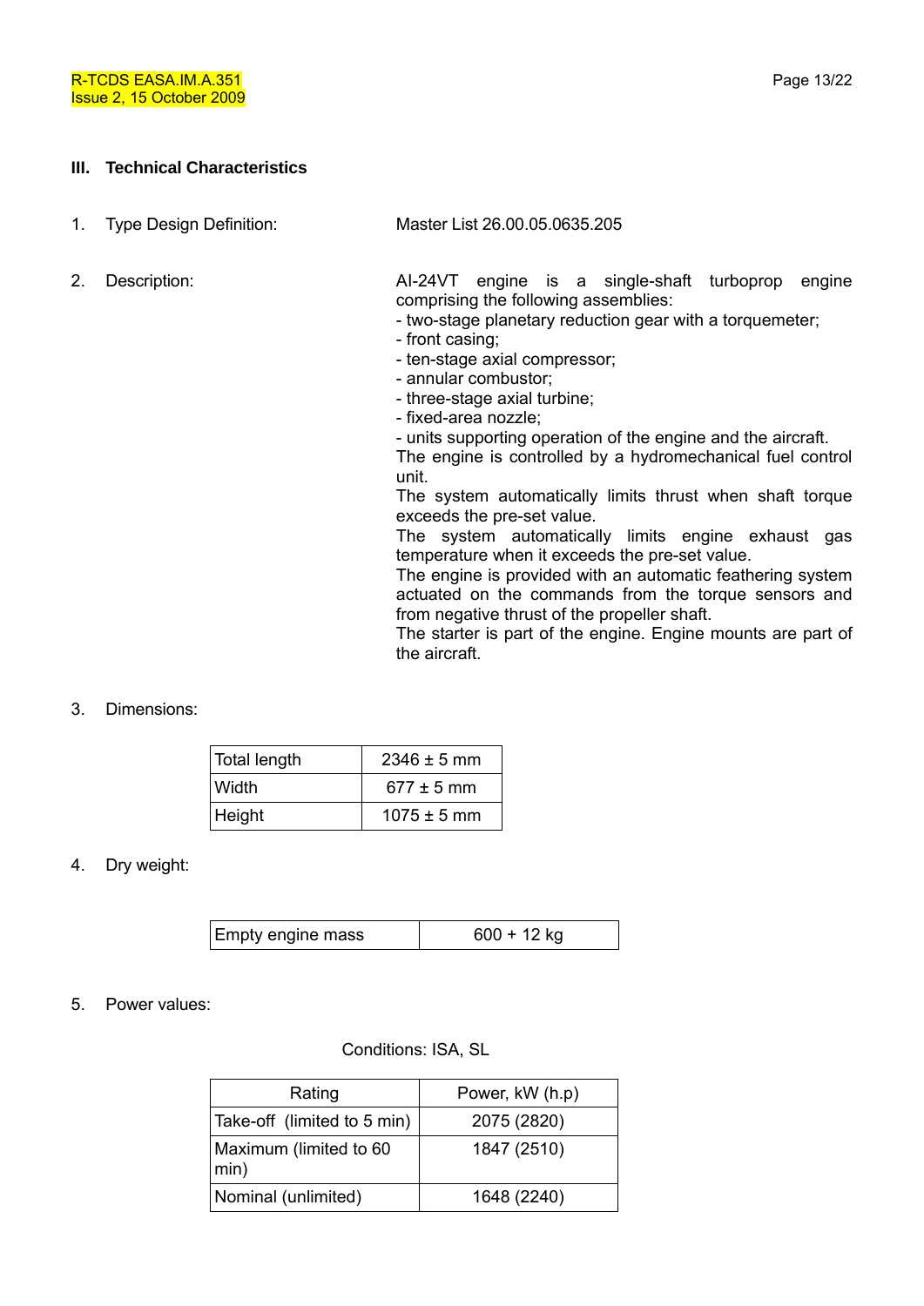## III. Technical Characteristics

1. Type Design Definition: Master List 26.00.05.0635.205

2. Description: AI-24VT engine is a single-shaft turboprop engine comprising the following assemblies:
   - two-stage planetary reduction gear with a torquemeter;
   - front casing;
   - ten-stage axial compressor;
   - annular combustor;
   - three-stage axial turbine;
   - fixed-area nozzle;
   - units supporting operation of the engine and the aircraft.

   The engine is controlled by a hydromechanical fuel control unit.
   The system automatically limits thrust when shaft torque exceeds the pre-set value.
   The system automatically limits engine exhaust gas temperature when it exceeds the pre-set value.
   The engine is provided with an automatic feathering system actuated on the commands from the torque sensors and from negative thrust of the propeller shaft.
   The starter is part of the engine. Engine mounts are part of the aircraft.

3. Dimensions:

| Total length | 2346 ± 5 mm |
|---|---|
| Width | 677 ± 5 mm |
| Height | 1075 ± 5 mm |

4. Dry weight:

| Empty engine mass | 600 + 12 kg |
|---|---|

5. Power values:

Conditions: ISA, SL

| Rating | Power, kW (h.p) |
|---|---|
| Take-off (limited to 5 min) | 2075 (2820) |
| Maximum (limited to 60 min) | 1847 (2510) |
| Nominal (unlimited) | 1648 (2240) |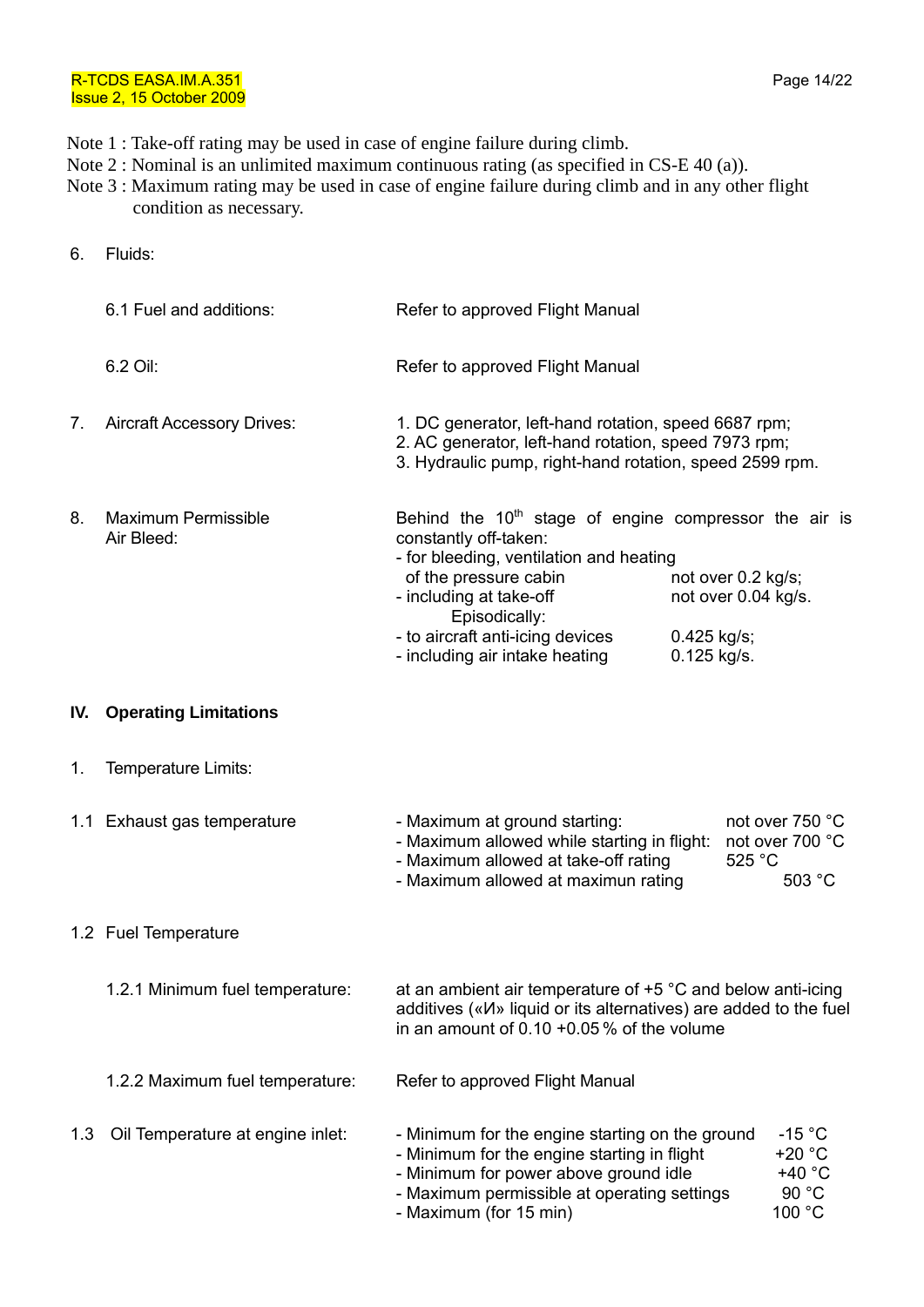Note 1 : Take-off rating may be used in case of engine failure during climb.
Note 2 : Nominal is an unlimited maximum continuous rating (as specified in CS-E 40 (a)).
Note 3 : Maximum rating may be used in case of engine failure during climb and in any other flight condition as necessary.

6. Fluids:

| | |
|---|---|
| 6.1 Fuel and additions: | Refer to approved Flight Manual |
| 6.2 Oil: | Refer to approved Flight Manual |

7. Aircraft Accessory Drives:

1. DC generator, left-hand rotation, speed 6687 rpm;
2. AC generator, left-hand rotation, speed 7973 rpm;
3. Hydraulic pump, right-hand rotation, speed 2599 rpm.

8. Maximum Permissible Air Bleed:

Behind the 10th stage of engine compressor the air is constantly off-taken:

| | |
|---|---|
| - for bleeding, ventilation and heating of the pressure cabin | not over 0.2 kg/s; |
| - including at take-off | not over 0.04 kg/s. |
| Episodically: | |
| - to aircraft anti-icing devices | 0.425 kg/s; |
| - including air intake heating | 0.125 kg/s. |

## IV. Operating Limitations

1. Temperature Limits:

1.1 Exhaust gas temperature

| | |
|---|---|
| - Maximum at ground starting: | not over 750 °C |
| - Maximum allowed while starting in flight: | not over 700 °C |
| - Maximum allowed at take-off rating | 525 °C |
| - Maximum allowed at maximun rating | 503 °C |

1.2 Fuel Temperature

1.2.1 Minimum fuel temperature: at an ambient air temperature of +5 °C and below anti-icing additives («И» liquid or its alternatives) are added to the fuel in an amount of 0.10 +0.05 % of the volume

1.2.2 Maximum fuel temperature: Refer to approved Flight Manual

1.3 Oil Temperature at engine inlet:

| | |
|---|---|
| - Minimum for the engine starting on the ground | -15 °C |
| - Minimum for the engine starting in flight | +20 °C |
| - Minimum for power above ground idle | +40 °C |
| - Maximum permissible at operating settings | 90 °C |
| - Maximum (for 15 min) | 100 °C |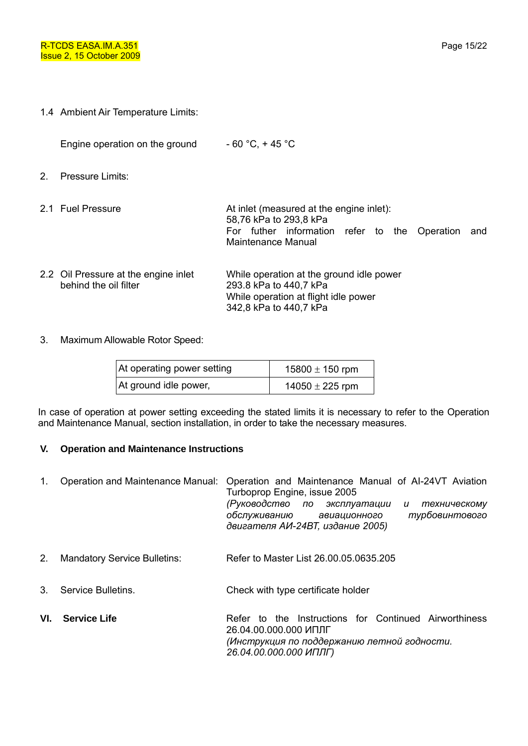1.4 Ambient Air Temperature Limits:

Engine operation on the ground - 60 °C, + 45 °C

2. Pressure Limits:

2.1 Fuel Pressure

At inlet (measured at the engine inlet):
58,76 kPa to 293,8 kPa
For futher information refer to the Operation and Maintenance Manual

2.2 Oil Pressure at the engine inlet behind the oil filter

While operation at the ground idle power
293.8 kPa to 440,7 kPa
While operation at flight idle power
342,8 kPa to 440,7 kPa

3. Maximum Allowable Rotor Speed:

| At operating power setting | 15800 ± 150 rpm |
|---|---|
| At ground idle power, | 14050 ± 225 rpm |

In case of operation at power setting exceeding the stated limits it is necessary to refer to the Operation and Maintenance Manual, section installation, in order to take the necessary measures.

## V. Operation and Maintenance Instructions

1. Operation and Maintenance Manual: Operation and Maintenance Manual of AI-24VT Aviation Turboprop Engine, issue 2005
*(Руководство по эксплуатации и техническому обслуживанию авиационного турбовинтового двигателя АИ-24ВТ, издание 2005)*

2. Mandatory Service Bulletins: Refer to Master List 26.00.05.0635.205

3. Service Bulletins. Check with type certificate holder

## VI. Service Life

Refer to the Instructions for Continued Airworthiness 26.04.00.000.000 ИПЛГ
*(Инструкция по поддержанию летной годности. 26.04.00.000.000 ИПЛГ)*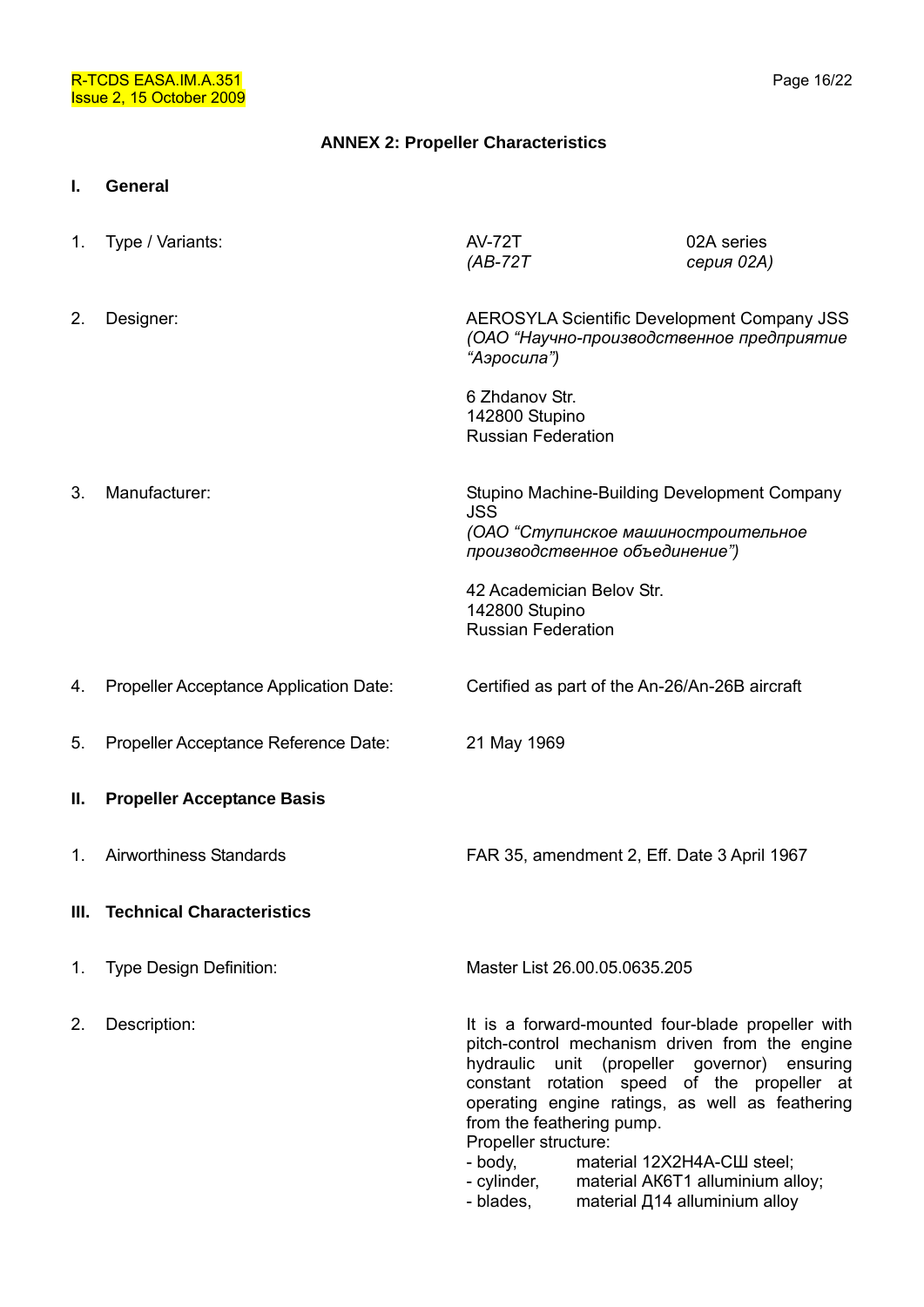## ANNEX 2: Propeller Characteristics

### I. General

1. Type / Variants: AV-72T *(АВ-72Т* — 02A series *серия 02А)*

2. Designer: AEROSYLA Scientific Development Company JSS *(ОАО "Научно-производственное предприятие "Аэросила")*

   6 Zhdanov Str.
   142800 Stupino
   Russian Federation

3. Manufacturer: Stupino Machine-Building Development Company JSS *(ОАО "Ступинское машиностроительное производственное объединение")*

   42 Academician Belov Str.
   142800 Stupino
   Russian Federation

4. Propeller Acceptance Application Date: Certified as part of the An-26/An-26B aircraft

5. Propeller Acceptance Reference Date: 21 May 1969

### II. Propeller Acceptance Basis

1. Airworthiness Standards: FAR 35, amendment 2, Eff. Date 3 April 1967

### III. Technical Characteristics

1. Type Design Definition: Master List 26.00.05.0635.205

2. Description: It is a forward-mounted four-blade propeller with pitch-control mechanism driven from the engine hydraulic unit (propeller governor) ensuring constant rotation speed of the propeller at operating engine ratings, as well as feathering from the feathering pump.

   Propeller structure:
   - body, material 12Х2Н4А-СШ steel;
   - cylinder, material АК6Т1 alluminium alloy;
   - blades, material Д14 alluminium alloy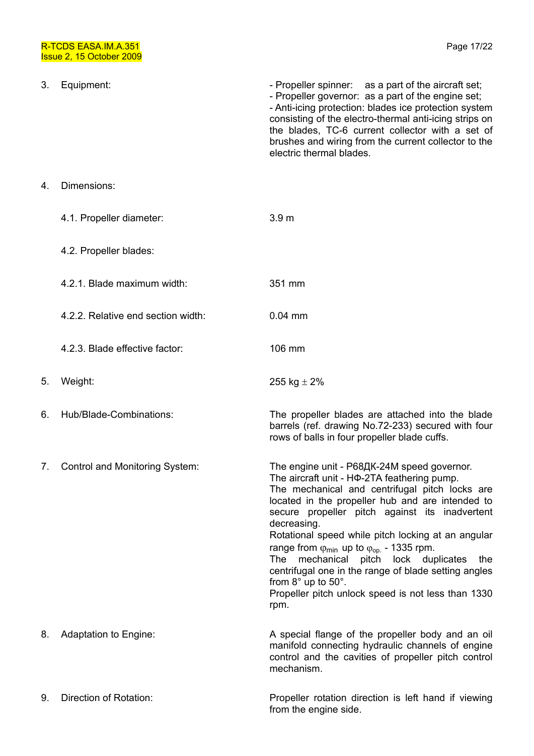3. Equipment:

- Propeller spinner: as a part of the aircraft set;
- Propeller governor: as a part of the engine set;
- Anti-icing protection: blades ice protection system consisting of the electro-thermal anti-icing strips on the blades, TC-6 current collector with a set of brushes and wiring from the current collector to the electric thermal blades.

4. Dimensions:

4.1. Propeller diameter: 3.9 m

4.2. Propeller blades:

4.2.1. Blade maximum width: 351 mm

4.2.2. Relative end section width: 0.04 mm

4.2.3. Blade effective factor: 106 mm

5. Weight: 255 kg ± 2%

6. Hub/Blade-Combinations: The propeller blades are attached into the blade barrels (ref. drawing No.72-233) secured with four rows of balls in four propeller blade cuffs.

7. Control and Monitoring System:

The engine unit - Р68ДК-24М speed governor.
The aircraft unit - НФ-2ТА feathering pump.
The mechanical and centrifugal pitch locks are located in the propeller hub and are intended to secure propeller pitch against its inadvertent decreasing.
Rotational speed while pitch locking at an angular range from $\varphi_{min}$ up to $\varphi_{op.}$ - 1335 rpm.
The mechanical pitch lock duplicates the centrifugal one in the range of blade setting angles from 8° up to 50°.
Propeller pitch unlock speed is not less than 1330 rpm.

8. Adaptation to Engine: A special flange of the propeller body and an oil manifold connecting hydraulic channels of engine control and the cavities of propeller pitch control mechanism.

9. Direction of Rotation: Propeller rotation direction is left hand if viewing from the engine side.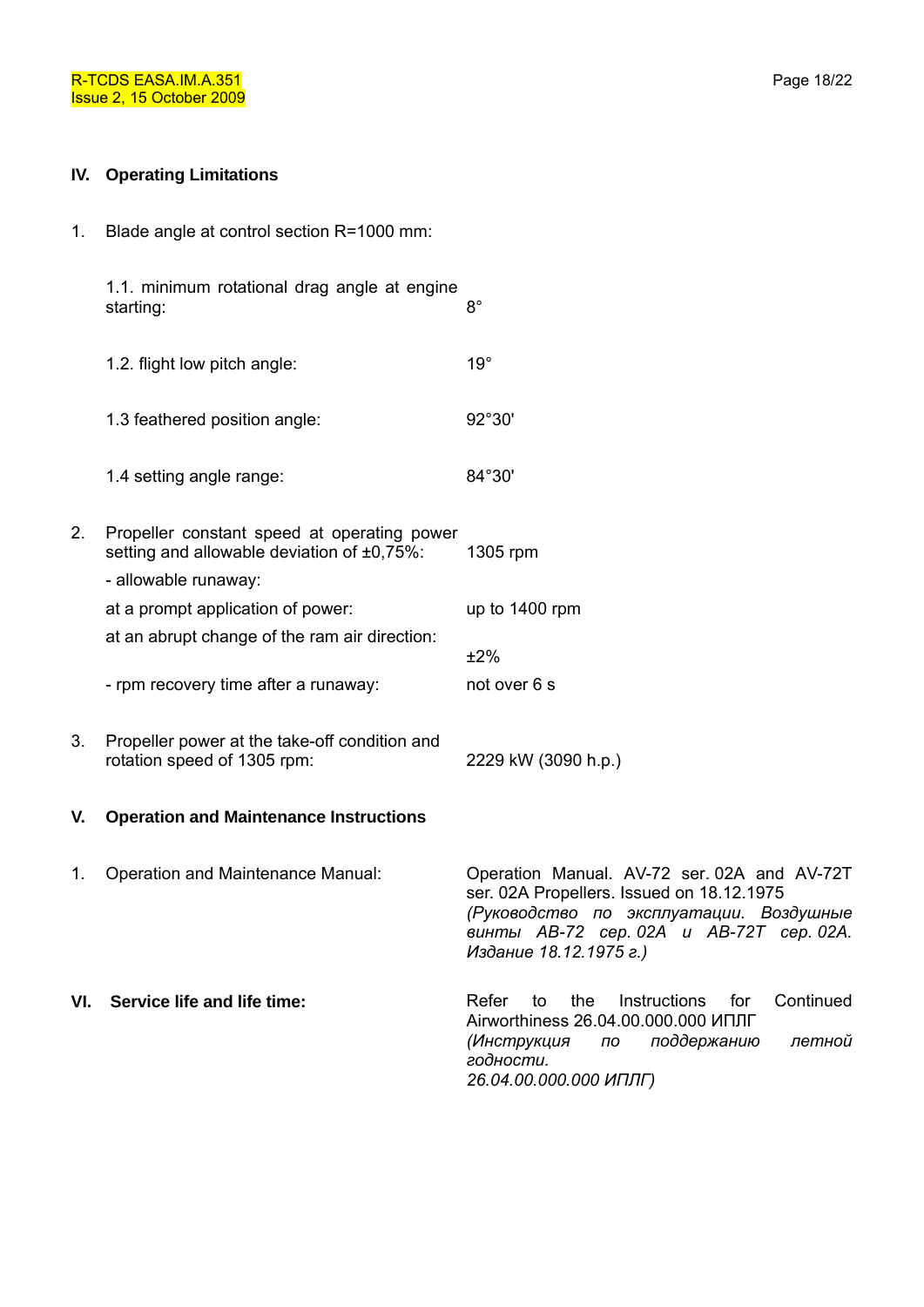## IV. Operating Limitations

1. Blade angle at control section R=1000 mm:

| | |
|---|---|
| 1.1. minimum rotational drag angle at engine starting: | 8° |
| 1.2. flight low pitch angle: | 19° |
| 1.3 feathered position angle: | 92°30' |
| 1.4 setting angle range: | 84°30' |

2. Propeller constant speed at operating power setting and allowable deviation of ±0,75%: 1305 rpm

| | |
|---|---|
| - allowable runaway: | |
| at a prompt application of power: | up to 1400 rpm |
| at an abrupt change of the ram air direction: | ±2% |
| - rpm recovery time after a runaway: | not over 6 s |

3. Propeller power at the take-off condition and rotation speed of 1305 rpm: 2229 kW (3090 h.p.)

## V. Operation and Maintenance Instructions

1. Operation and Maintenance Manual: Operation Manual. AV-72 ser. 02A and AV-72T ser. 02A Propellers. Issued on 18.12.1975
*(Руководство по эксплуатации. Воздушные винты АВ-72 сер. 02А и АВ-72Т сер. 02А. Издание 18.12.1975 г.)*

## VI. Service life and life time:

Refer to the Instructions for Continued Airworthiness 26.04.00.000.000 ИПЛГ
*(Инструкция по поддержанию летной годности. 26.04.00.000.000 ИПЛГ)*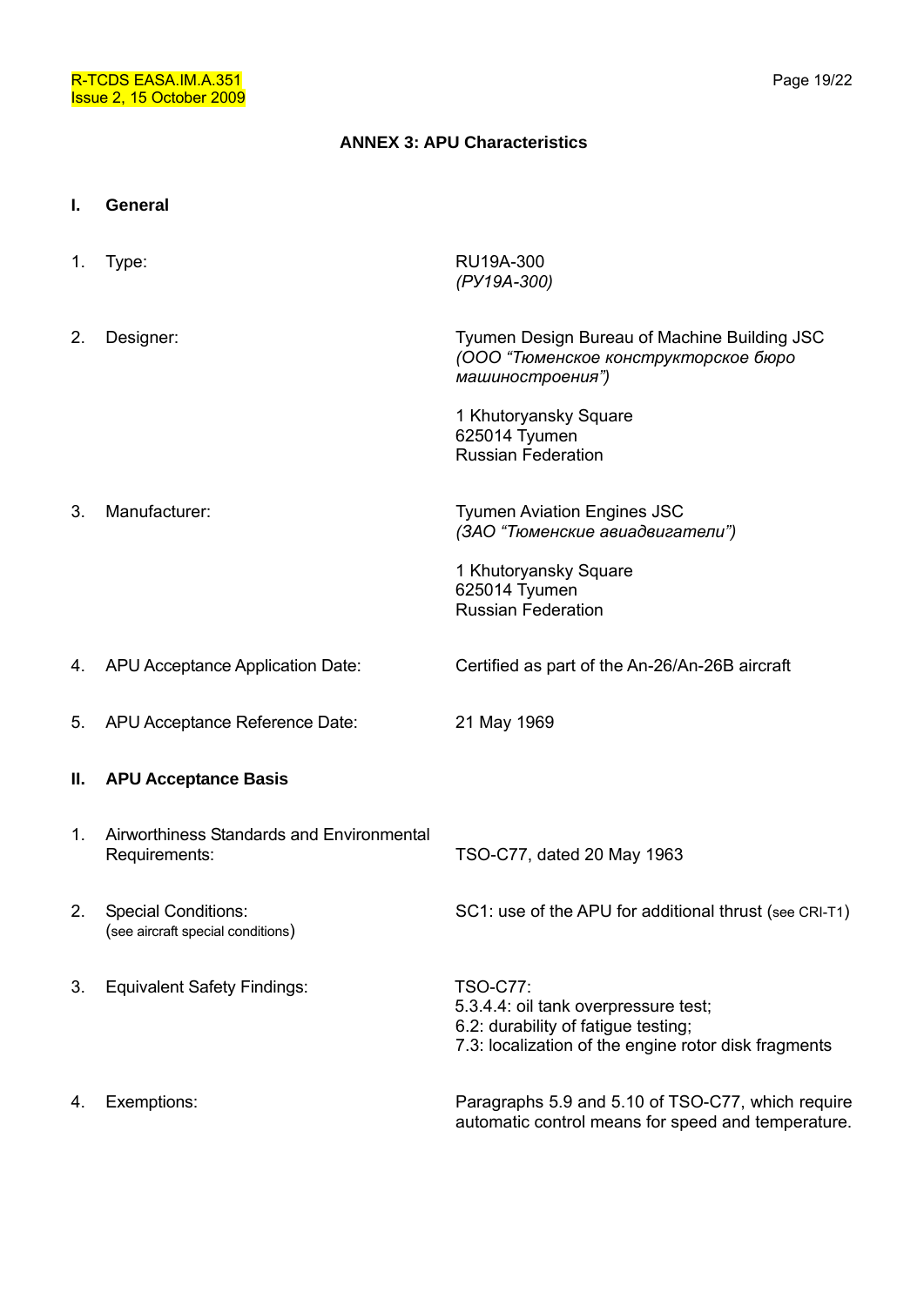## ANNEX 3: APU Characteristics

### I. General

| | | |
|---|---|---|
| 1. | Type: | RU19A-300<br>*(РУ19А-300)* |
| 2. | Designer: | Tyumen Design Bureau of Machine Building JSC<br>*(ООО "Тюменское конструкторское бюро машиностроения")*<br><br>1 Khutoryansky Square<br>625014 Tyumen<br>Russian Federation |
| 3. | Manufacturer: | Tyumen Aviation Engines JSC<br>*(ЗАО "Тюменские авиадвигатели")*<br><br>1 Khutoryansky Square<br>625014 Tyumen<br>Russian Federation |
| 4. | APU Acceptance Application Date: | Certified as part of the An-26/An-26B aircraft |
| 5. | APU Acceptance Reference Date: | 21 May 1969 |

### II. APU Acceptance Basis

| | | |
|---|---|---|
| 1. | Airworthiness Standards and Environmental Requirements: | TSO-C77, dated 20 May 1963 |
| 2. | Special Conditions:<br>(see aircraft special conditions) | SC1: use of the APU for additional thrust (see CRI-T1) |
| 3. | Equivalent Safety Findings: | TSO-C77:<br>5.3.4.4: oil tank overpressure test;<br>6.2: durability of fatigue testing;<br>7.3: localization of the engine rotor disk fragments |
| 4. | Exemptions: | Paragraphs 5.9 and 5.10 of TSO-C77, which require automatic control means for speed and temperature. |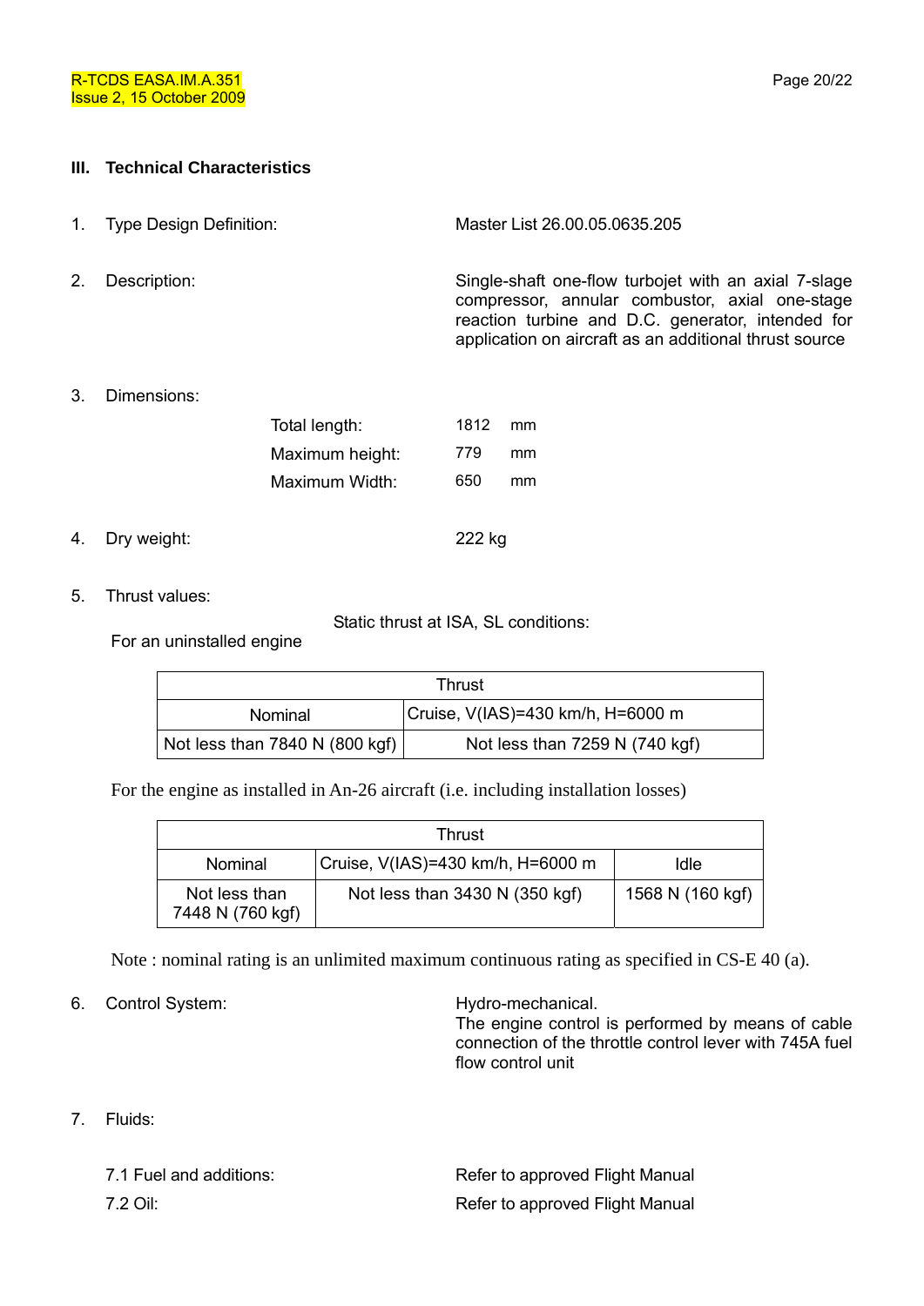## III. Technical Characteristics

1. Type Design Definition: Master List 26.00.05.0635.205

2. Description: Single-shaft one-flow turbojet with an axial 7-slage compressor, annular combustor, axial one-stage reaction turbine and D.C. generator, intended for application on aircraft as an additional thrust source

3. Dimensions:

| | | |
|---|---|---|
| Total length: | 1812 | mm |
| Maximum height: | 779 | mm |
| Maximum Width: | 650 | mm |

4. Dry weight: 222 kg

5. Thrust values:

Static thrust at ISA, SL conditions:

For an uninstalled engine

| Thrust | |
|---|---|
| Nominal | Cruise, V(IAS)=430 km/h, H=6000 m |
| Not less than 7840 N (800 kgf) | Not less than 7259 N (740 kgf) |

For the engine as installed in An-26 aircraft (i.e. including installation losses)

| Thrust | | |
|---|---|---|
| Nominal | Cruise, V(IAS)=430 km/h, H=6000 m | Idle |
| Not less than 7448 N (760 kgf) | Not less than 3430 N (350 kgf) | 1568 N (160 kgf) |

Note : nominal rating is an unlimited maximum continuous rating as specified in CS-E 40 (a).

6. Control System: Hydro-mechanical.
The engine control is performed by means of cable connection of the throttle control lever with 745A fuel flow control unit

7. Fluids:

7.1 Fuel and additions: Refer to approved Flight Manual

7.2 Oil: Refer to approved Flight Manual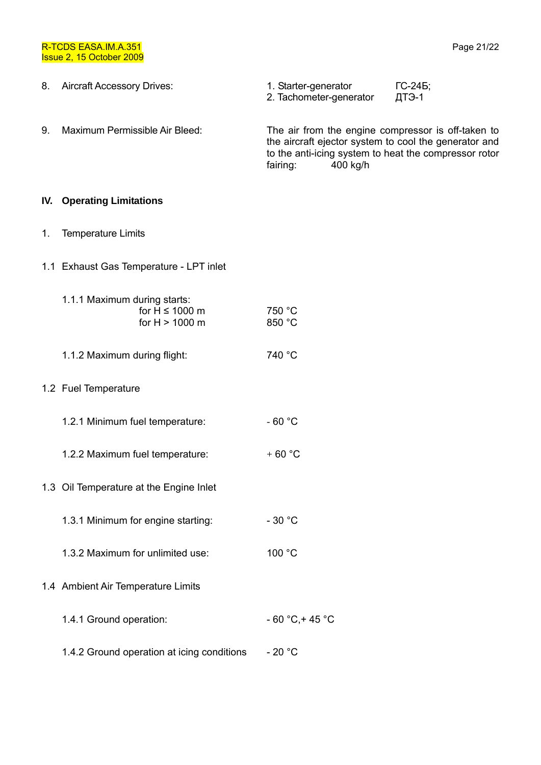8. Aircraft Accessory Drives:

   1. Starter-generator ГС-24Б;
   2. Tachometer-generator ДТЭ-1

9. Maximum Permissible Air Bleed:

   The air from the engine compressor is off-taken to the aircraft ejector system to cool the generator and to the anti-icing system to heat the compressor rotor fairing: 400 kg/h

## IV. Operating Limitations

1. Temperature Limits

1.1 Exhaust Gas Temperature - LPT inlet

| | |
|---|---|
| 1.1.1 Maximum during starts: | |
| for H ≤ 1000 m | 750 °C |
| for H > 1000 m | 850 °C |
| 1.1.2 Maximum during flight: | 740 °C |

1.2 Fuel Temperature

| | |
|---|---|
| 1.2.1 Minimum fuel temperature: | - 60 °C |
| 1.2.2 Maximum fuel temperature: | + 60 °C |

1.3 Oil Temperature at the Engine Inlet

| | |
|---|---|
| 1.3.1 Minimum for engine starting: | - 30 °C |
| 1.3.2 Maximum for unlimited use: | 100 °C |

1.4 Ambient Air Temperature Limits

| | |
|---|---|
| 1.4.1 Ground operation: | - 60 °C,+ 45 °C |
| 1.4.2 Ground operation at icing conditions | - 20 °C |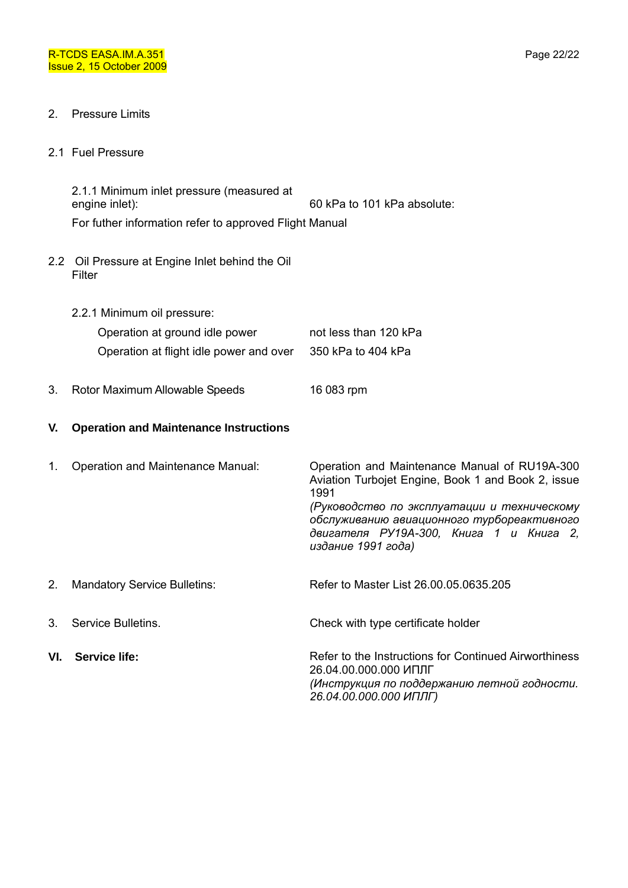2. Pressure Limits

2.1 Fuel Pressure

2.1.1 Minimum inlet pressure (measured at engine inlet): 60 kPa to 101 kPa absolute:

For futher information refer to approved Flight Manual

2.2 Oil Pressure at Engine Inlet behind the Oil Filter

2.2.1 Minimum oil pressure:

| | |
|---|---|
| Operation at ground idle power | not less than 120 kPa |
| Operation at flight idle power and over | 350 kPa to 404 kPa |

3. Rotor Maximum Allowable Speeds: 16 083 rpm

## V. Operation and Maintenance Instructions

1. Operation and Maintenance Manual: Operation and Maintenance Manual of RU19A-300 Aviation Turbojet Engine, Book 1 and Book 2, issue 1991
*(Руководство по эксплуатации и техническому обслуживанию авиационного турбореактивного двигателя РУ19А-300, Книга 1 и Книга 2, издание 1991 года)*

2. Mandatory Service Bulletins: Refer to Master List 26.00.05.0635.205

3. Service Bulletins. Check with type certificate holder

## VI. Service life:

Refer to the Instructions for Continued Airworthiness 26.04.00.000.000 ИПЛГ
*(Инструкция по поддержанию летной годности. 26.04.00.000.000 ИПЛГ)*